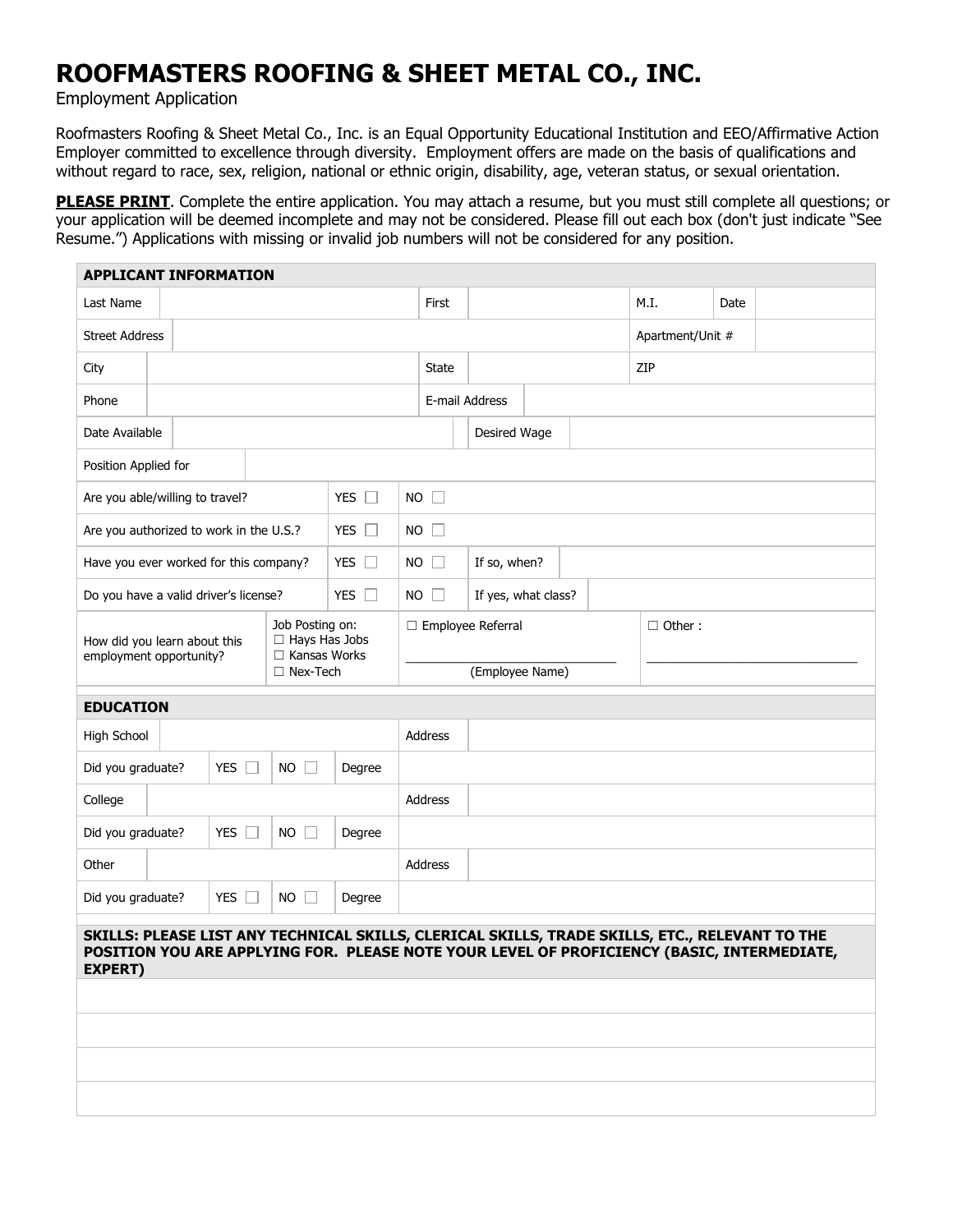# ROOFMASTERS ROOFING & SHEET METAL CO., INC.

Employment Application

Roofmasters Roofing & Sheet Metal Co., Inc. is an Equal Opportunity Educational Institution and EEO/Affirmative Action Employer committed to excellence through diversity. Employment offers are made on the basis of qualifications and without regard to race, sex, religion, national or ethnic origin, disability, age, veteran status, or sexual orientation.

**PLEASE PRINT**. Complete the entire application. You may attach a resume, but you must still complete all questions; or your application will be deemed incomplete and may not be considered. Please fill out each box (don't just indicate "See Resume.") Applications with missing or invalid job numbers will not be considered for any position.

## APPLICANT INFORMATION

| Last Name | | First | | M.I. | | Date | |
|---|---|---|---|---|---|---|---|
| Street Address | | | | Apartment/Unit # | | | |
| City | | State | | ZIP | | | |
| Phone | | E-mail Address | | | | | |
| Date Available | | Desired Wage | | | | | |
| Position Applied for | | | | | | | |

| | | | | |
|---|---|---|---|---|
| Are you able/willing to travel? | YES ☐ | NO ☐ | | |
| Are you authorized to work in the U.S.? | YES ☐ | NO ☐ | | |
| Have you ever worked for this company? | YES ☐ | NO ☐ | If so, when? | |
| Do you have a valid driver's license? | YES ☐ | NO ☐ | If yes, what class? | |

| How did you learn about this employment opportunity? | Job Posting on: ☐ Hays Has Jobs ☐ Kansas Works ☐ Nex-Tech | ☐ Employee Referral ______________________ (Employee Name) | ☐ Other : ______________________ |
|---|---|---|---|

## EDUCATION

| | | | | |
|---|---|---|---|---|
| High School | | Address | | |
| Did you graduate? | YES ☐ | NO ☐ | Degree | |
| College | | Address | | |
| Did you graduate? | YES ☐ | NO ☐ | Degree | |
| Other | | Address | | |
| Did you graduate? | YES ☐ | NO ☐ | Degree | |

## SKILLS: PLEASE LIST ANY TECHNICAL SKILLS, CLERICAL SKILLS, TRADE SKILLS, ETC., RELEVANT TO THE POSITION YOU ARE APPLYING FOR. PLEASE NOTE YOUR LEVEL OF PROFICIENCY (BASIC, INTERMEDIATE, EXPERT)

| |
|---|
| |
| |
| |
| |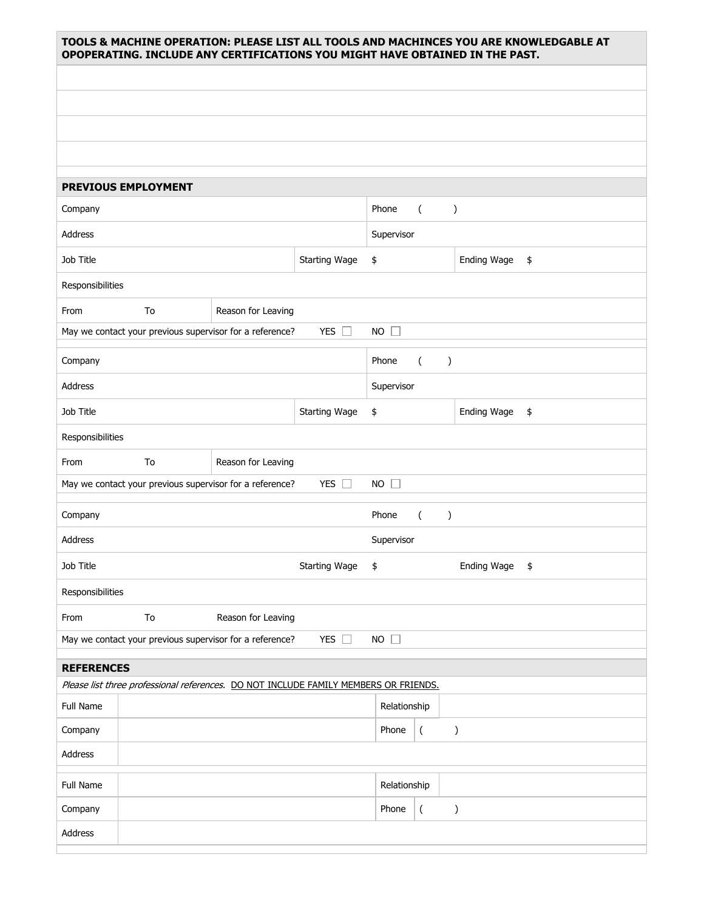## TOOLS & MACHINE OPERATION: PLEASE LIST ALL TOOLS AND MACHINCES YOU ARE KNOWLEDGABLE AT OPOPERATING. INCLUDE ANY CERTIFICATIONS YOU MIGHT HAVE OBTAINED IN THE PAST.

| |
|---|
| |
| |
| |
| |

## PREVIOUS EMPLOYMENT

| | | | | |
|---|---|---|---|---|
| Company | | Phone ( ) | | |
| Address | | Supervisor | | |
| Job Title | Starting Wage | $ | Ending Wage | $ |
| Responsibilities | | | | |
| From To | Reason for Leaving | | | |
| May we contact your previous supervisor for a reference? | YES ☐ | NO ☐ | | |

| | | | | |
|---|---|---|---|---|
| Company | | Phone ( ) | | |
| Address | | Supervisor | | |
| Job Title | Starting Wage | $ | Ending Wage | $ |
| Responsibilities | | | | |
| From To | Reason for Leaving | | | |
| May we contact your previous supervisor for a reference? | YES ☐ | NO ☐ | | |

| | | | | |
|---|---|---|---|---|
| Company | | Phone ( ) | | |
| Address | | Supervisor | | |
| Job Title | Starting Wage | $ | Ending Wage | $ |
| Responsibilities | | | | |
| From To | Reason for Leaving | | | |
| May we contact your previous supervisor for a reference? | YES ☐ | NO ☐ | | |

## REFERENCES

*Please list three professional references.* DO NOT INCLUDE FAMILY MEMBERS OR FRIENDS.

| | | | |
|---|---|---|---|
| Full Name | | Relationship | |
| Company | | Phone | ( ) |
| Address | | | |

| | | | |
|---|---|---|---|
| Full Name | | Relationship | |
| Company | | Phone | ( ) |
| Address | | | |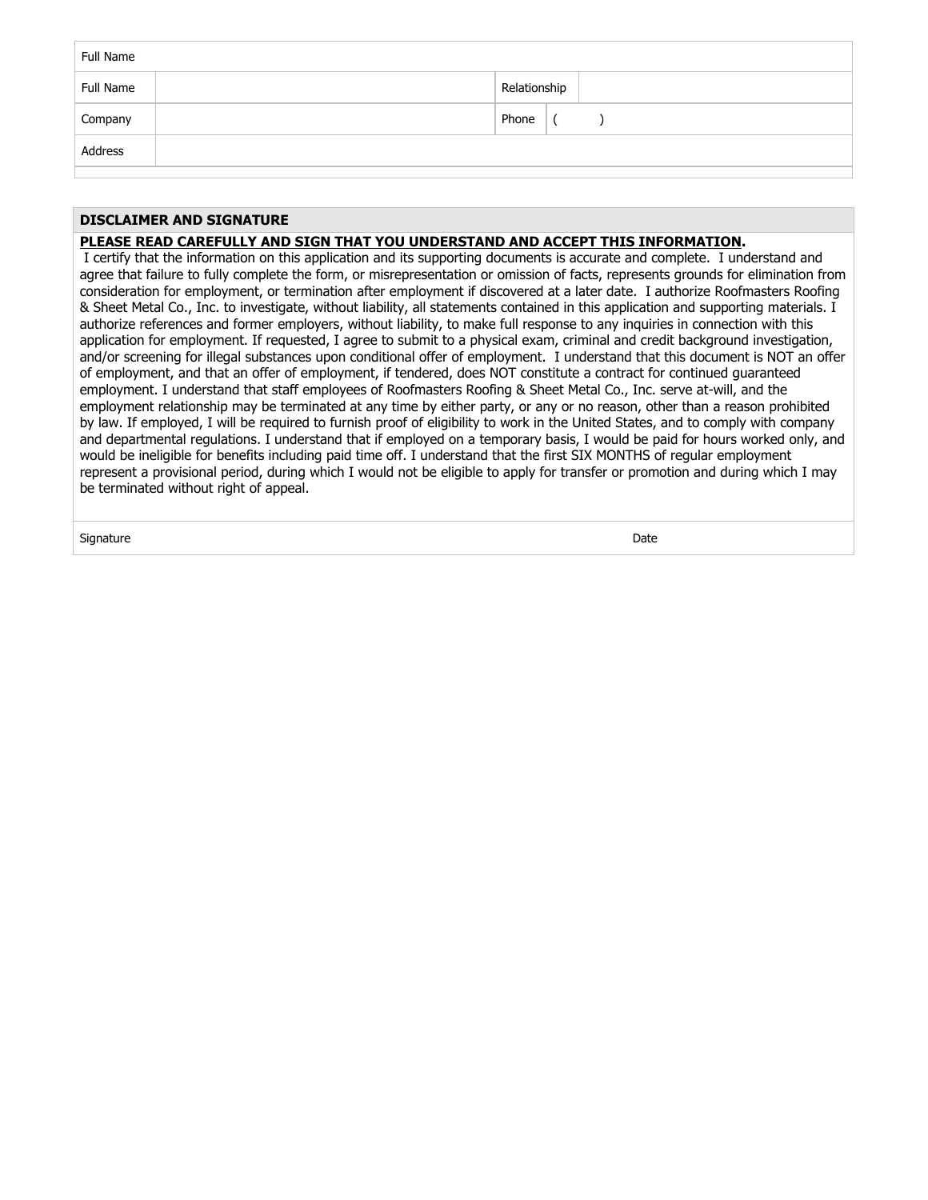| Full Name | | | |
|---|---|---|---|
| Full Name | | Relationship | |
| Company | | Phone | ( ) |
| Address | | | |

## DISCLAIMER AND SIGNATURE

**PLEASE READ CAREFULLY AND SIGN THAT YOU UNDERSTAND AND ACCEPT THIS INFORMATION.**

I certify that the information on this application and its supporting documents is accurate and complete. I understand and agree that failure to fully complete the form, or misrepresentation or omission of facts, represents grounds for elimination from consideration for employment, or termination after employment if discovered at a later date. I authorize Roofmasters Roofing & Sheet Metal Co., Inc. to investigate, without liability, all statements contained in this application and supporting materials. I authorize references and former employers, without liability, to make full response to any inquiries in connection with this application for employment. If requested, I agree to submit to a physical exam, criminal and credit background investigation, and/or screening for illegal substances upon conditional offer of employment. I understand that this document is NOT an offer of employment, and that an offer of employment, if tendered, does NOT constitute a contract for continued guaranteed employment. I understand that staff employees of Roofmasters Roofing & Sheet Metal Co., Inc. serve at-will, and the employment relationship may be terminated at any time by either party, or any or no reason, other than a reason prohibited by law. If employed, I will be required to furnish proof of eligibility to work in the United States, and to comply with company and departmental regulations. I understand that if employed on a temporary basis, I would be paid for hours worked only, and would be ineligible for benefits including paid time off. I understand that the first SIX MONTHS of regular employment represent a provisional period, during which I would not be eligible to apply for transfer or promotion and during which I may be terminated without right of appeal.

| | |
|---|---|
| Signature | Date |